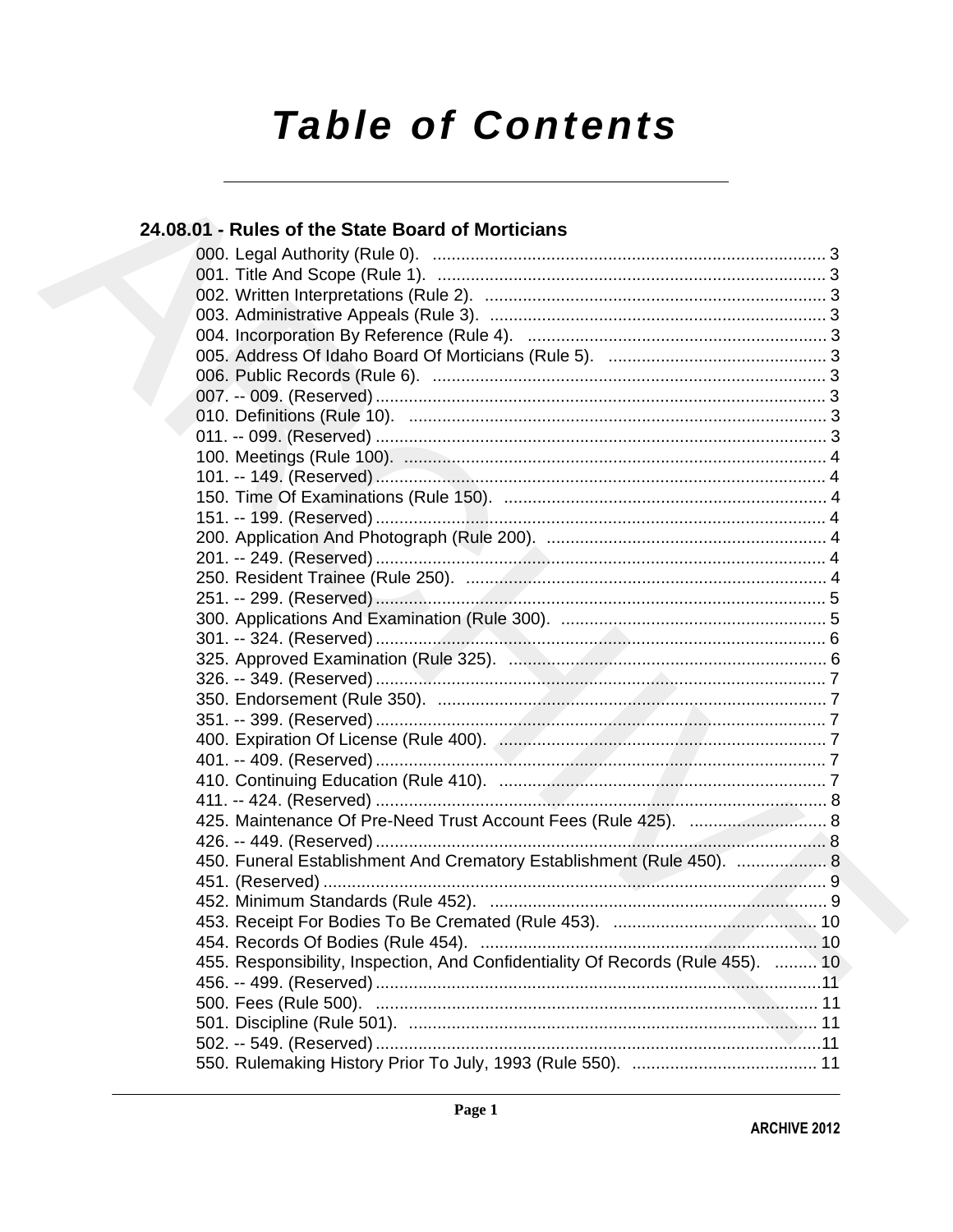# Table of Contents

## 24.08.01 - Rules of the State Board of Morticians

000. Legal Authority (Rule 0). ........ 3
001. Title And Scope (Rule 1). ........ 3
002. Written Interpretations (Rule 2). ........ 3
003. Administrative Appeals (Rule 3). ........ 3
004. Incorporation By Reference (Rule 4). ........ 3
005. Address Of Idaho Board Of Morticians (Rule 5). ........ 3
006. Public Records (Rule 6). ........ 3
007. -- 009. (Reserved) ........ 3
010. Definitions (Rule 10). ........ 3
011. -- 099. (Reserved) ........ 3
100. Meetings (Rule 100). ........ 4
101. -- 149. (Reserved) ........ 4
150. Time Of Examinations (Rule 150). ........ 4
151. -- 199. (Reserved) ........ 4
200. Application And Photograph (Rule 200). ........ 4
201. -- 249. (Reserved) ........ 4
250. Resident Trainee (Rule 250). ........ 4
251. -- 299. (Reserved) ........ 5
300. Applications And Examination (Rule 300). ........ 5
301. -- 324. (Reserved) ........ 6
325. Approved Examination (Rule 325). ........ 6
326. -- 349. (Reserved) ........ 7
350. Endorsement (Rule 350). ........ 7
351. -- 399. (Reserved) ........ 7
400. Expiration Of License (Rule 400). ........ 7
401. -- 409. (Reserved) ........ 7
410. Continuing Education (Rule 410). ........ 7
411. -- 424. (Reserved) ........ 8
425. Maintenance Of Pre-Need Trust Account Fees (Rule 425). ........ 8
426. -- 449. (Reserved) ........ 8
450. Funeral Establishment And Crematory Establishment (Rule 450). ........ 8
451. (Reserved) ........ 9
452. Minimum Standards (Rule 452). ........ 9
453. Receipt For Bodies To Be Cremated (Rule 453). ........ 10
454. Records Of Bodies (Rule 454). ........ 10
455. Responsibility, Inspection, And Confidentiality Of Records (Rule 455). ........ 10
456. -- 499. (Reserved) ........ 11
500. Fees (Rule 500). ........ 11
501. Discipline (Rule 501). ........ 11
502. -- 549. (Reserved) ........ 11
550. Rulemaking History Prior To July, 1993 (Rule 550). ........ 11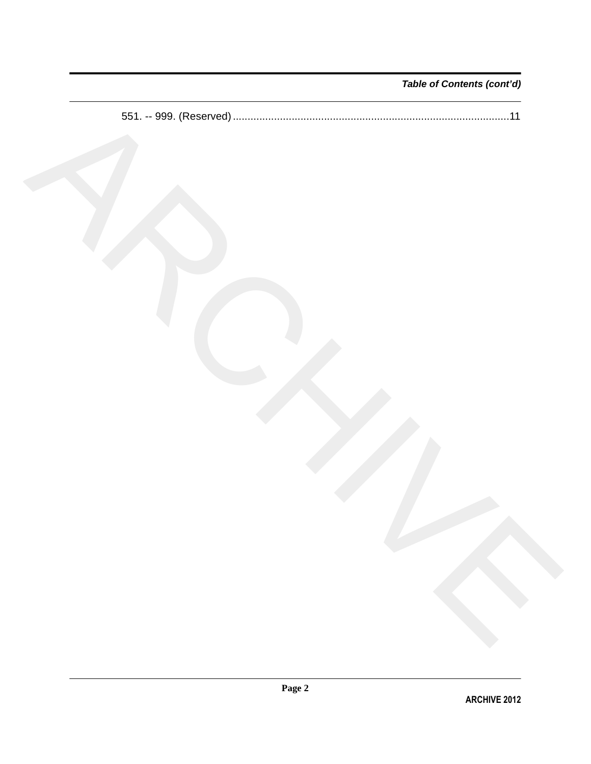*Table of Contents (cont'd)*

551. -- 999. (Reserved) ............................................................................................11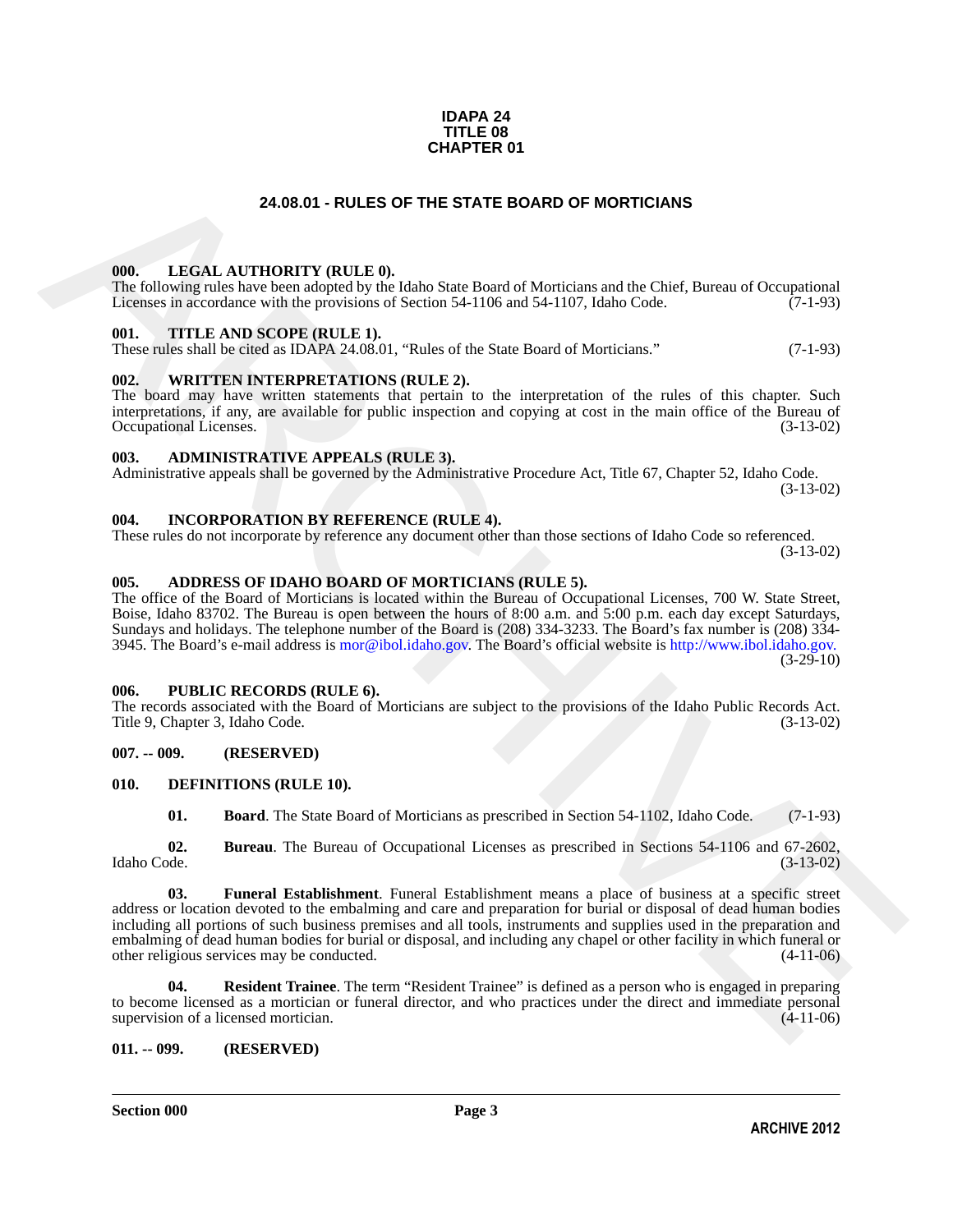**IDAPA 24**
**TITLE 08**
**CHAPTER 01**

# 24.08.01 - RULES OF THE STATE BOARD OF MORTICIANS

### 000. LEGAL AUTHORITY (RULE 0).

The following rules have been adopted by the Idaho State Board of Morticians and the Chief, Bureau of Occupational Licenses in accordance with the provisions of Section 54-1106 and 54-1107, Idaho Code. (7-1-93)

### 001. TITLE AND SCOPE (RULE 1).

These rules shall be cited as IDAPA 24.08.01, "Rules of the State Board of Morticians." (7-1-93)

### 002. WRITTEN INTERPRETATIONS (RULE 2).

The board may have written statements that pertain to the interpretation of the rules of this chapter. Such interpretations, if any, are available for public inspection and copying at cost in the main office of the Bureau of Occupational Licenses. (3-13-02)

### 003. ADMINISTRATIVE APPEALS (RULE 3).

Administrative appeals shall be governed by the Administrative Procedure Act, Title 67, Chapter 52, Idaho Code. (3-13-02)

### 004. INCORPORATION BY REFERENCE (RULE 4).

These rules do not incorporate by reference any document other than those sections of Idaho Code so referenced. (3-13-02)

### 005. ADDRESS OF IDAHO BOARD OF MORTICIANS (RULE 5).

The office of the Board of Morticians is located within the Bureau of Occupational Licenses, 700 W. State Street, Boise, Idaho 83702. The Bureau is open between the hours of 8:00 a.m. and 5:00 p.m. each day except Saturdays, Sundays and holidays. The telephone number of the Board is (208) 334-3233. The Board's fax number is (208) 334-3945. The Board's e-mail address is mor@ibol.idaho.gov. The Board's official website is http://www.ibol.idaho.gov. (3-29-10)

### 006. PUBLIC RECORDS (RULE 6).

The records associated with the Board of Morticians are subject to the provisions of the Idaho Public Records Act. Title 9, Chapter 3, Idaho Code. (3-13-02)

### 007. -- 009. (RESERVED)

### 010. DEFINITIONS (RULE 10).

**01. Board**. The State Board of Morticians as prescribed in Section 54-1102, Idaho Code. (7-1-93)

**02. Bureau**. The Bureau of Occupational Licenses as prescribed in Sections 54-1106 and 67-2602, Idaho Code. (3-13-02)

**03. Funeral Establishment**. Funeral Establishment means a place of business at a specific street address or location devoted to the embalming and care and preparation for burial or disposal of dead human bodies including all portions of such business premises and all tools, instruments and supplies used in the preparation and embalming of dead human bodies for burial or disposal, and including any chapel or other facility in which funeral or other religious services may be conducted. (4-11-06)

**04. Resident Trainee**. The term "Resident Trainee" is defined as a person who is engaged in preparing to become licensed as a mortician or funeral director, and who practices under the direct and immediate personal supervision of a licensed mortician. (4-11-06)

### 011. -- 099. (RESERVED)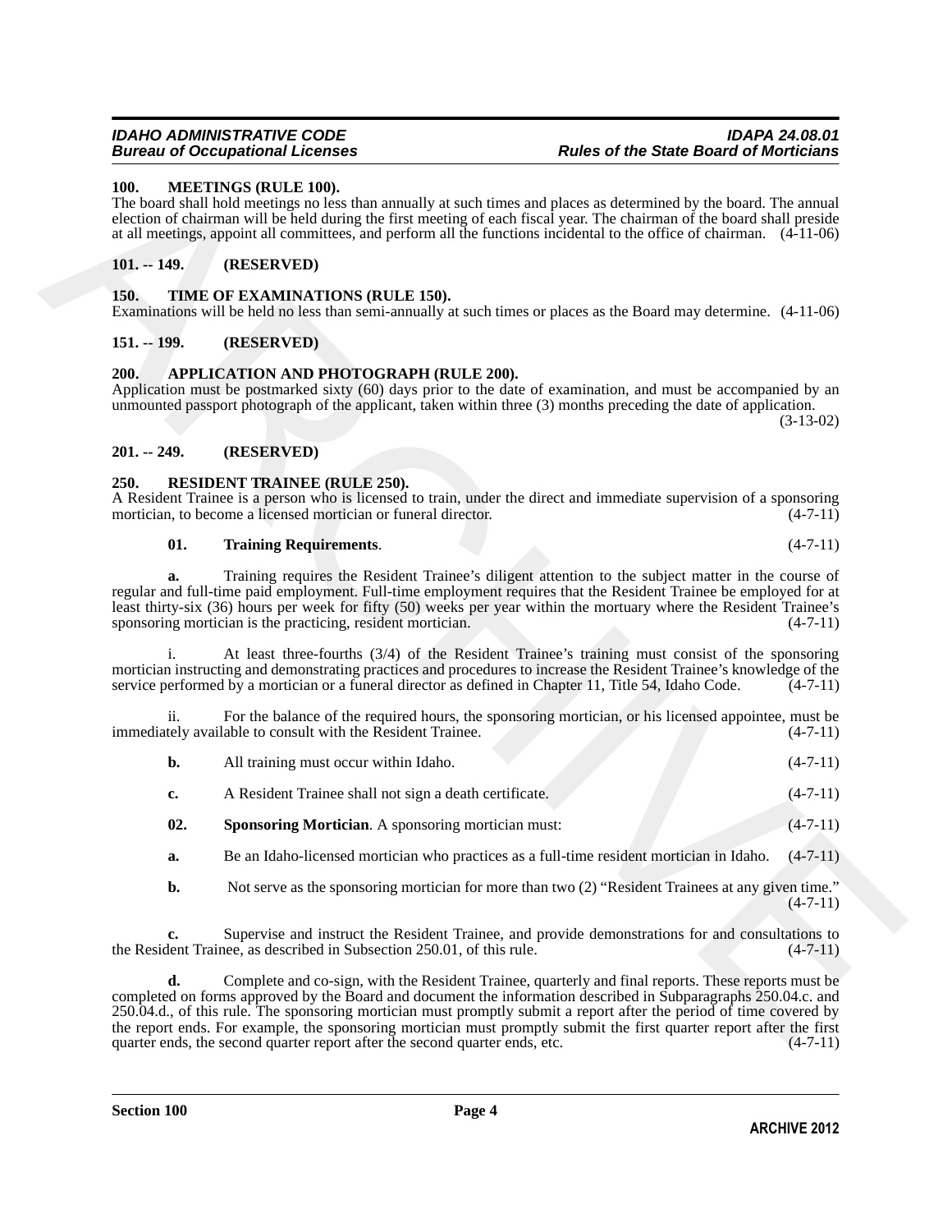**100. MEETINGS (RULE 100).**
The board shall hold meetings no less than annually at such times and places as determined by the board. The annual election of chairman will be held during the first meeting of each fiscal year. The chairman of the board shall preside at all meetings, appoint all committees, and perform all the functions incidental to the office of chairman. (4-11-06)

**101. -- 149. (RESERVED)**

**150. TIME OF EXAMINATIONS (RULE 150).**
Examinations will be held no less than semi-annually at such times or places as the Board may determine. (4-11-06)

**151. -- 199. (RESERVED)**

**200. APPLICATION AND PHOTOGRAPH (RULE 200).**
Application must be postmarked sixty (60) days prior to the date of examination, and must be accompanied by an unmounted passport photograph of the applicant, taken within three (3) months preceding the date of application. (3-13-02)

**201. -- 249. (RESERVED)**

**250. RESIDENT TRAINEE (RULE 250).**
A Resident Trainee is a person who is licensed to train, under the direct and immediate supervision of a sponsoring mortician, to become a licensed mortician or funeral director. (4-7-11)

**01. Training Requirements**. (4-7-11)

**a.** Training requires the Resident Trainee's diligent attention to the subject matter in the course of regular and full-time paid employment. Full-time employment requires that the Resident Trainee be employed for at least thirty-six (36) hours per week for fifty (50) weeks per year within the mortuary where the Resident Trainee's sponsoring mortician is the practicing, resident mortician. (4-7-11)

i. At least three-fourths (3/4) of the Resident Trainee's training must consist of the sponsoring mortician instructing and demonstrating practices and procedures to increase the Resident Trainee's knowledge of the service performed by a mortician or a funeral director as defined in Chapter 11, Title 54, Idaho Code. (4-7-11)

ii. For the balance of the required hours, the sponsoring mortician, or his licensed appointee, must be immediately available to consult with the Resident Trainee. (4-7-11)

**b.** All training must occur within Idaho. (4-7-11)

**c.** A Resident Trainee shall not sign a death certificate. (4-7-11)

**02. Sponsoring Mortician**. A sponsoring mortician must: (4-7-11)

**a.** Be an Idaho-licensed mortician who practices as a full-time resident mortician in Idaho. (4-7-11)

**b.** Not serve as the sponsoring mortician for more than two (2) "Resident Trainees at any given time." (4-7-11)

**c.** Supervise and instruct the Resident Trainee, and provide demonstrations for and consultations to the Resident Trainee, as described in Subsection 250.01, of this rule. (4-7-11)

**d.** Complete and co-sign, with the Resident Trainee, quarterly and final reports. These reports must be completed on forms approved by the Board and document the information described in Subparagraphs 250.04.c. and 250.04.d., of this rule. The sponsoring mortician must promptly submit a report after the period of time covered by the report ends. For example, the sponsoring mortician must promptly submit the first quarter report after the first quarter ends, the second quarter report after the second quarter ends, etc. (4-7-11)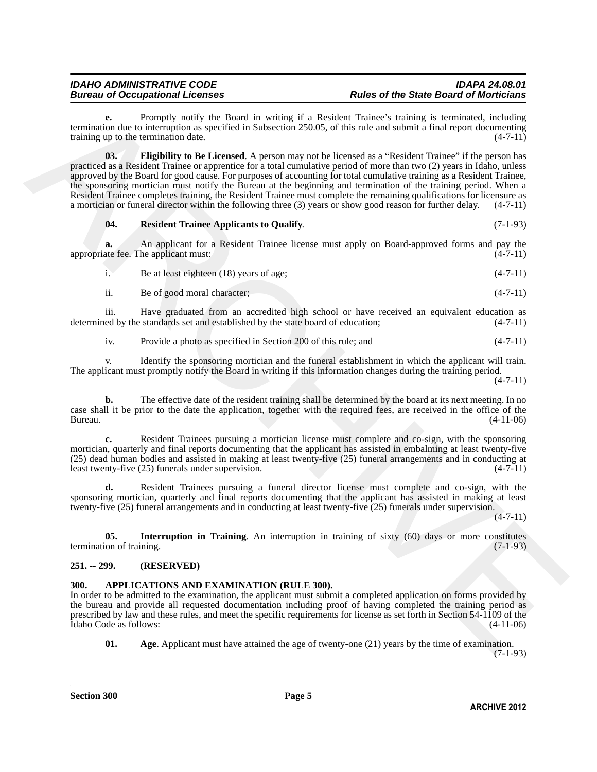**e.** Promptly notify the Board in writing if a Resident Trainee's training is terminated, including termination due to interruption as specified in Subsection 250.05, of this rule and submit a final report documenting training up to the termination date. (4-7-11)

**03. Eligibility to Be Licensed**. A person may not be licensed as a "Resident Trainee" if the person has practiced as a Resident Trainee or apprentice for a total cumulative period of more than two (2) years in Idaho, unless approved by the Board for good cause. For purposes of accounting for total cumulative training as a Resident Trainee, the sponsoring mortician must notify the Bureau at the beginning and termination of the training period. When a Resident Trainee completes training, the Resident Trainee must complete the remaining qualifications for licensure as a mortician or funeral director within the following three (3) years or show good reason for further delay. (4-7-11)

**04. Resident Trainee Applicants to Qualify**. (7-1-93)

**a.** An applicant for a Resident Trainee license must apply on Board-approved forms and pay the appropriate fee. The applicant must: (4-7-11)

i. Be at least eighteen (18) years of age; (4-7-11)

ii. Be of good moral character; (4-7-11)

iii. Have graduated from an accredited high school or have received an equivalent education as determined by the standards set and established by the state board of education; (4-7-11)

iv. Provide a photo as specified in Section 200 of this rule; and (4-7-11)

v. Identify the sponsoring mortician and the funeral establishment in which the applicant will train. The applicant must promptly notify the Board in writing if this information changes during the training period. (4-7-11)

**b.** The effective date of the resident training shall be determined by the board at its next meeting. In no case shall it be prior to the date the application, together with the required fees, are received in the office of the Bureau. (4-11-06)

**c.** Resident Trainees pursuing a mortician license must complete and co-sign, with the sponsoring mortician, quarterly and final reports documenting that the applicant has assisted in embalming at least twenty-five (25) dead human bodies and assisted in making at least twenty-five (25) funeral arrangements and in conducting at least twenty-five (25) funerals under supervision. (4-7-11)

**d.** Resident Trainees pursuing a funeral director license must complete and co-sign, with the sponsoring mortician, quarterly and final reports documenting that the applicant has assisted in making at least twenty-five (25) funeral arrangements and in conducting at least twenty-five (25) funerals under supervision. (4-7-11)

**05. Interruption in Training**. An interruption in training of sixty (60) days or more constitutes termination of training. (7-1-93)

## 251. -- 299. (RESERVED)

## 300. APPLICATIONS AND EXAMINATION (RULE 300).

In order to be admitted to the examination, the applicant must submit a completed application on forms provided by the bureau and provide all requested documentation including proof of having completed the training period as prescribed by law and these rules, and meet the specific requirements for license as set forth in Section 54-1109 of the Idaho Code as follows: (4-11-06)

**01. Age**. Applicant must have attained the age of twenty-one (21) years by the time of examination. (7-1-93)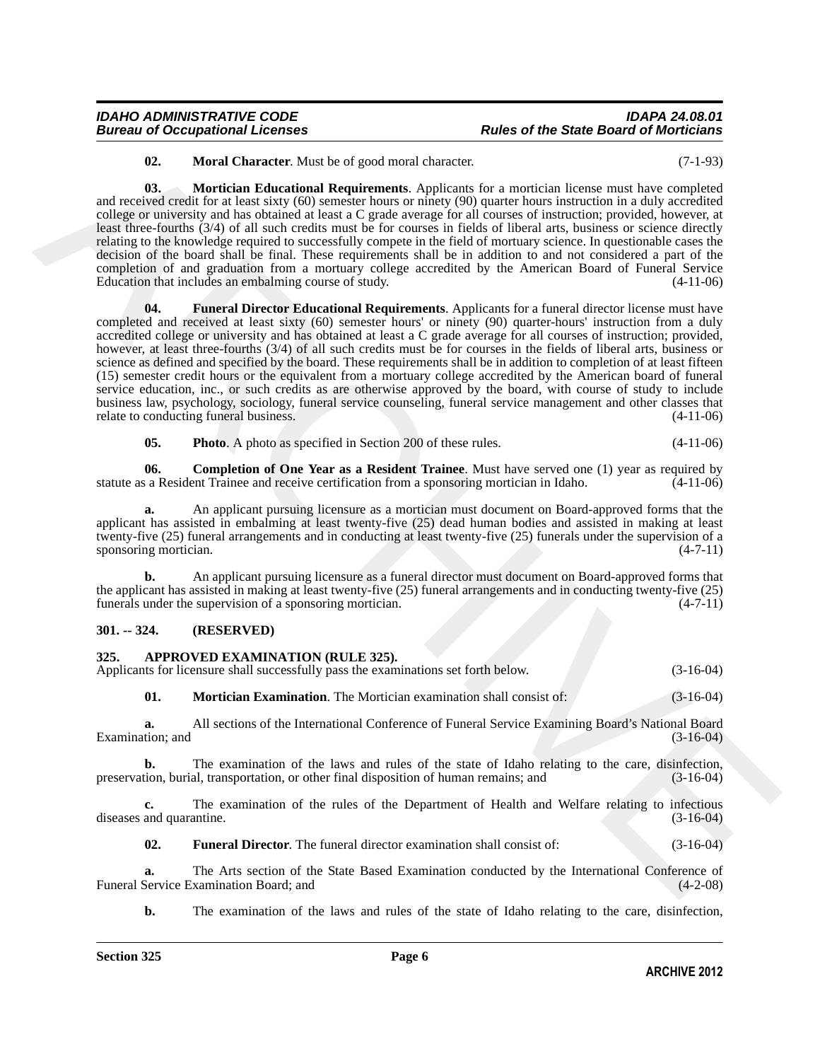**02. Moral Character**. Must be of good moral character. (7-1-93)

**03. Mortician Educational Requirements**. Applicants for a mortician license must have completed and received credit for at least sixty (60) semester hours or ninety (90) quarter hours instruction in a duly accredited college or university and has obtained at least a C grade average for all courses of instruction; provided, however, at least three-fourths (3/4) of all such credits must be for courses in fields of liberal arts, business or science directly relating to the knowledge required to successfully compete in the field of mortuary science. In questionable cases the decision of the board shall be final. These requirements shall be in addition to and not considered a part of the completion of and graduation from a mortuary college accredited by the American Board of Funeral Service Education that includes an embalming course of study. (4-11-06)

**04. Funeral Director Educational Requirements**. Applicants for a funeral director license must have completed and received at least sixty (60) semester hours' or ninety (90) quarter-hours' instruction from a duly accredited college or university and has obtained at least a C grade average for all courses of instruction; provided, however, at least three-fourths (3/4) of all such credits must be for courses in the fields of liberal arts, business or science as defined and specified by the board. These requirements shall be in addition to completion of at least fifteen (15) semester credit hours or the equivalent from a mortuary college accredited by the American board of funeral service education, inc., or such credits as are otherwise approved by the board, with course of study to include business law, psychology, sociology, funeral service counseling, funeral service management and other classes that relate to conducting funeral business. (4-11-06)

**05. Photo**. A photo as specified in Section 200 of these rules. (4-11-06)

**06. Completion of One Year as a Resident Trainee**. Must have served one (1) year as required by statute as a Resident Trainee and receive certification from a sponsoring mortician in Idaho. (4-11-06)

**a.** An applicant pursuing licensure as a mortician must document on Board-approved forms that the applicant has assisted in embalming at least twenty-five (25) dead human bodies and assisted in making at least twenty-five (25) funeral arrangements and in conducting at least twenty-five (25) funerals under the supervision of a sponsoring mortician. (4-7-11)

**b.** An applicant pursuing licensure as a funeral director must document on Board-approved forms that the applicant has assisted in making at least twenty-five (25) funeral arrangements and in conducting twenty-five (25) funerals under the supervision of a sponsoring mortician. (4-7-11)

## 301. -- 324. (RESERVED)

## 325. APPROVED EXAMINATION (RULE 325).

Applicants for licensure shall successfully pass the examinations set forth below. (3-16-04)

**01. Mortician Examination**. The Mortician examination shall consist of: (3-16-04)

**a.** All sections of the International Conference of Funeral Service Examining Board's National Board Examination; and (3-16-04)

**b.** The examination of the laws and rules of the state of Idaho relating to the care, disinfection, preservation, burial, transportation, or other final disposition of human remains; and (3-16-04)

**c.** The examination of the rules of the Department of Health and Welfare relating to infectious diseases and quarantine. (3-16-04)

**02. Funeral Director**. The funeral director examination shall consist of: (3-16-04)

**a.** The Arts section of the State Based Examination conducted by the International Conference of Funeral Service Examination Board; and (4-2-08)

**b.** The examination of the laws and rules of the state of Idaho relating to the care, disinfection,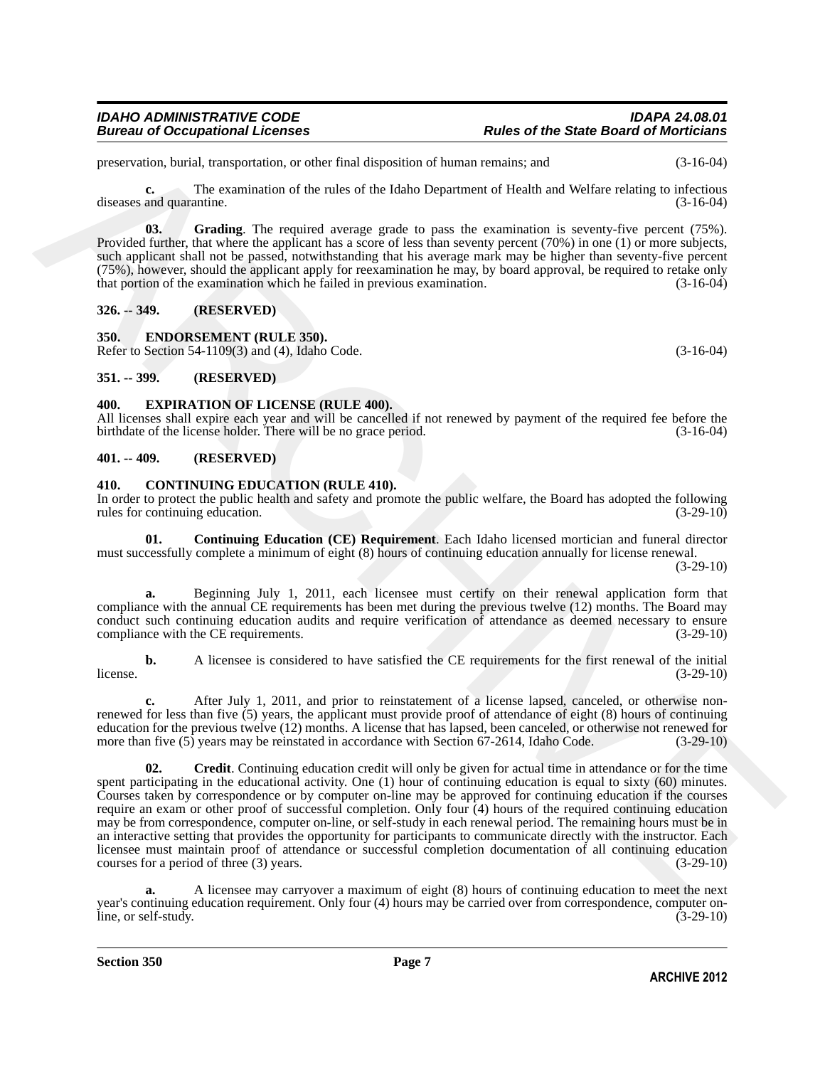preservation, burial, transportation, or other final disposition of human remains; and (3-16-04)

**c.** The examination of the rules of the Idaho Department of Health and Welfare relating to infectious diseases and quarantine. (3-16-04)

**03. Grading**. The required average grade to pass the examination is seventy-five percent (75%). Provided further, that where the applicant has a score of less than seventy percent (70%) in one (1) or more subjects, such applicant shall not be passed, notwithstanding that his average mark may be higher than seventy-five percent (75%), however, should the applicant apply for reexamination he may, by board approval, be required to retake only that portion of the examination which he failed in previous examination. (3-16-04)

### 326. -- 349. (RESERVED)

### 350. ENDORSEMENT (RULE 350).

Refer to Section 54-1109(3) and (4), Idaho Code. (3-16-04)

### 351. -- 399. (RESERVED)

### 400. EXPIRATION OF LICENSE (RULE 400).

All licenses shall expire each year and will be cancelled if not renewed by payment of the required fee before the birthdate of the license holder. There will be no grace period. (3-16-04)

### 401. -- 409. (RESERVED)

### 410. CONTINUING EDUCATION (RULE 410).

In order to protect the public health and safety and promote the public welfare, the Board has adopted the following rules for continuing education. (3-29-10)

**01. Continuing Education (CE) Requirement**. Each Idaho licensed mortician and funeral director must successfully complete a minimum of eight (8) hours of continuing education annually for license renewal. (3-29-10)

**a.** Beginning July 1, 2011, each licensee must certify on their renewal application form that compliance with the annual CE requirements has been met during the previous twelve (12) months. The Board may conduct such continuing education audits and require verification of attendance as deemed necessary to ensure compliance with the CE requirements. (3-29-10)

**b.** A licensee is considered to have satisfied the CE requirements for the first renewal of the initial license. (3-29-10)

**c.** After July 1, 2011, and prior to reinstatement of a license lapsed, canceled, or otherwise non-renewed for less than five (5) years, the applicant must provide proof of attendance of eight (8) hours of continuing education for the previous twelve (12) months. A license that has lapsed, been canceled, or otherwise not renewed for more than five (5) years may be reinstated in accordance with Section 67-2614, Idaho Code. (3-29-10)

**02. Credit**. Continuing education credit will only be given for actual time in attendance or for the time spent participating in the educational activity. One (1) hour of continuing education is equal to sixty (60) minutes. Courses taken by correspondence or by computer on-line may be approved for continuing education if the courses require an exam or other proof of successful completion. Only four (4) hours of the required continuing education may be from correspondence, computer on-line, or self-study in each renewal period. The remaining hours must be in an interactive setting that provides the opportunity for participants to communicate directly with the instructor. Each licensee must maintain proof of attendance or successful completion documentation of all continuing education courses for a period of three (3) years. (3-29-10)

**a.** A licensee may carryover a maximum of eight (8) hours of continuing education to meet the next year's continuing education requirement. Only four (4) hours may be carried over from correspondence, computer on-line, or self-study. (3-29-10)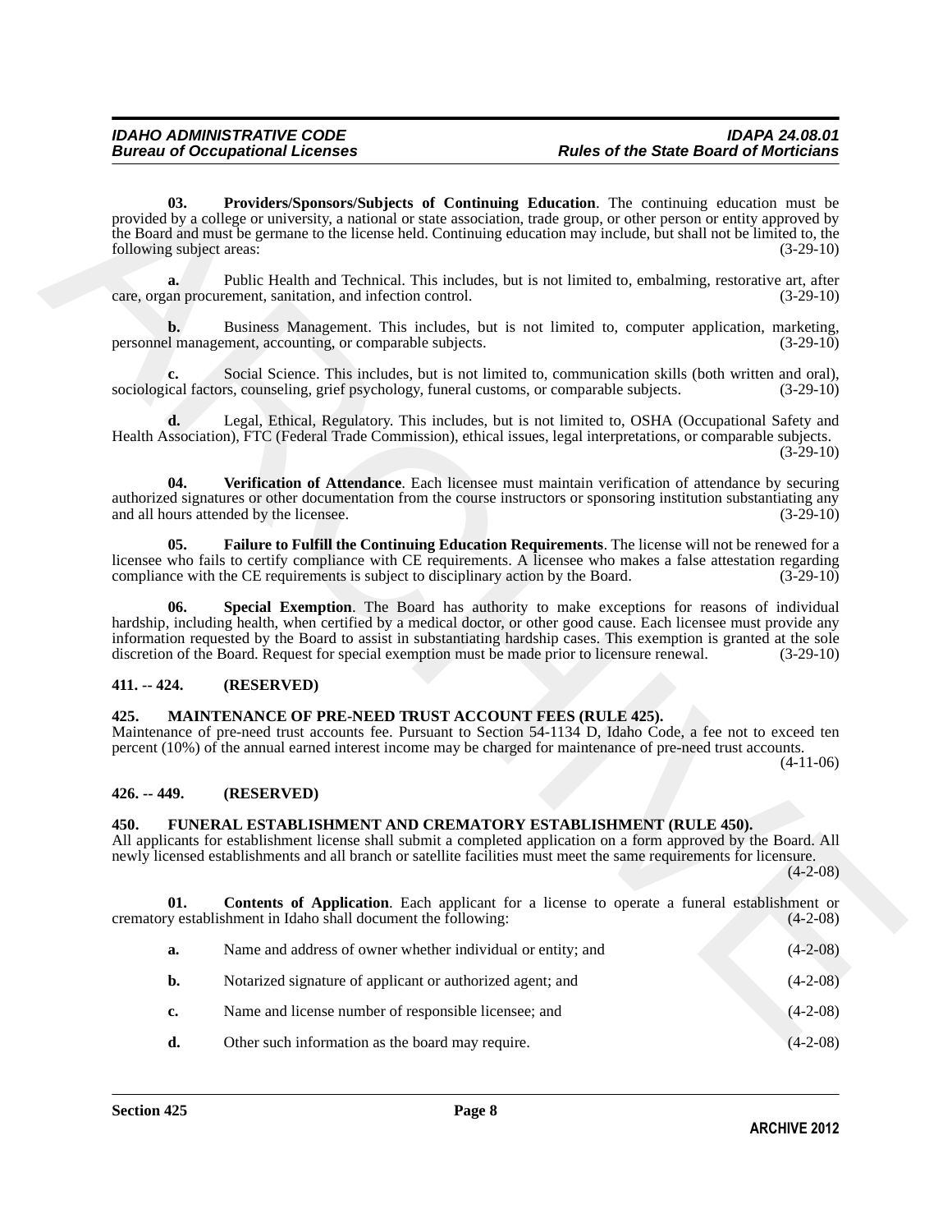**03. Providers/Sponsors/Subjects of Continuing Education**. The continuing education must be provided by a college or university, a national or state association, trade group, or other person or entity approved by the Board and must be germane to the license held. Continuing education may include, but shall not be limited to, the following subject areas: (3-29-10)

**a.** Public Health and Technical. This includes, but is not limited to, embalming, restorative art, after care, organ procurement, sanitation, and infection control. (3-29-10)

**b.** Business Management. This includes, but is not limited to, computer application, marketing, personnel management, accounting, or comparable subjects. (3-29-10)

**c.** Social Science. This includes, but is not limited to, communication skills (both written and oral), sociological factors, counseling, grief psychology, funeral customs, or comparable subjects. (3-29-10)

**d.** Legal, Ethical, Regulatory. This includes, but is not limited to, OSHA (Occupational Safety and Health Association), FTC (Federal Trade Commission), ethical issues, legal interpretations, or comparable subjects. (3-29-10)

**04. Verification of Attendance**. Each licensee must maintain verification of attendance by securing authorized signatures or other documentation from the course instructors or sponsoring institution substantiating any and all hours attended by the licensee. (3-29-10)

**05. Failure to Fulfill the Continuing Education Requirements**. The license will not be renewed for a licensee who fails to certify compliance with CE requirements. A licensee who makes a false attestation regarding compliance with the CE requirements is subject to disciplinary action by the Board. (3-29-10)

**06. Special Exemption**. The Board has authority to make exceptions for reasons of individual hardship, including health, when certified by a medical doctor, or other good cause. Each licensee must provide any information requested by the Board to assist in substantiating hardship cases. This exemption is granted at the sole discretion of the Board. Request for special exemption must be made prior to licensure renewal. (3-29-10)

### 411. -- 424. (RESERVED)

### 425. MAINTENANCE OF PRE-NEED TRUST ACCOUNT FEES (RULE 425).

Maintenance of pre-need trust accounts fee. Pursuant to Section 54-1134 D, Idaho Code, a fee not to exceed ten percent (10%) of the annual earned interest income may be charged for maintenance of pre-need trust accounts. (4-11-06)

### 426. -- 449. (RESERVED)

### 450. FUNERAL ESTABLISHMENT AND CREMATORY ESTABLISHMENT (RULE 450).

All applicants for establishment license shall submit a completed application on a form approved by the Board. All newly licensed establishments and all branch or satellite facilities must meet the same requirements for licensure. (4-2-08)

**01. Contents of Application**. Each applicant for a license to operate a funeral establishment or crematory establishment in Idaho shall document the following: (4-2-08)

**a.** Name and address of owner whether individual or entity; and (4-2-08)

**b.** Notarized signature of applicant or authorized agent; and (4-2-08)

**c.** Name and license number of responsible licensee; and (4-2-08)

**d.** Other such information as the board may require. (4-2-08)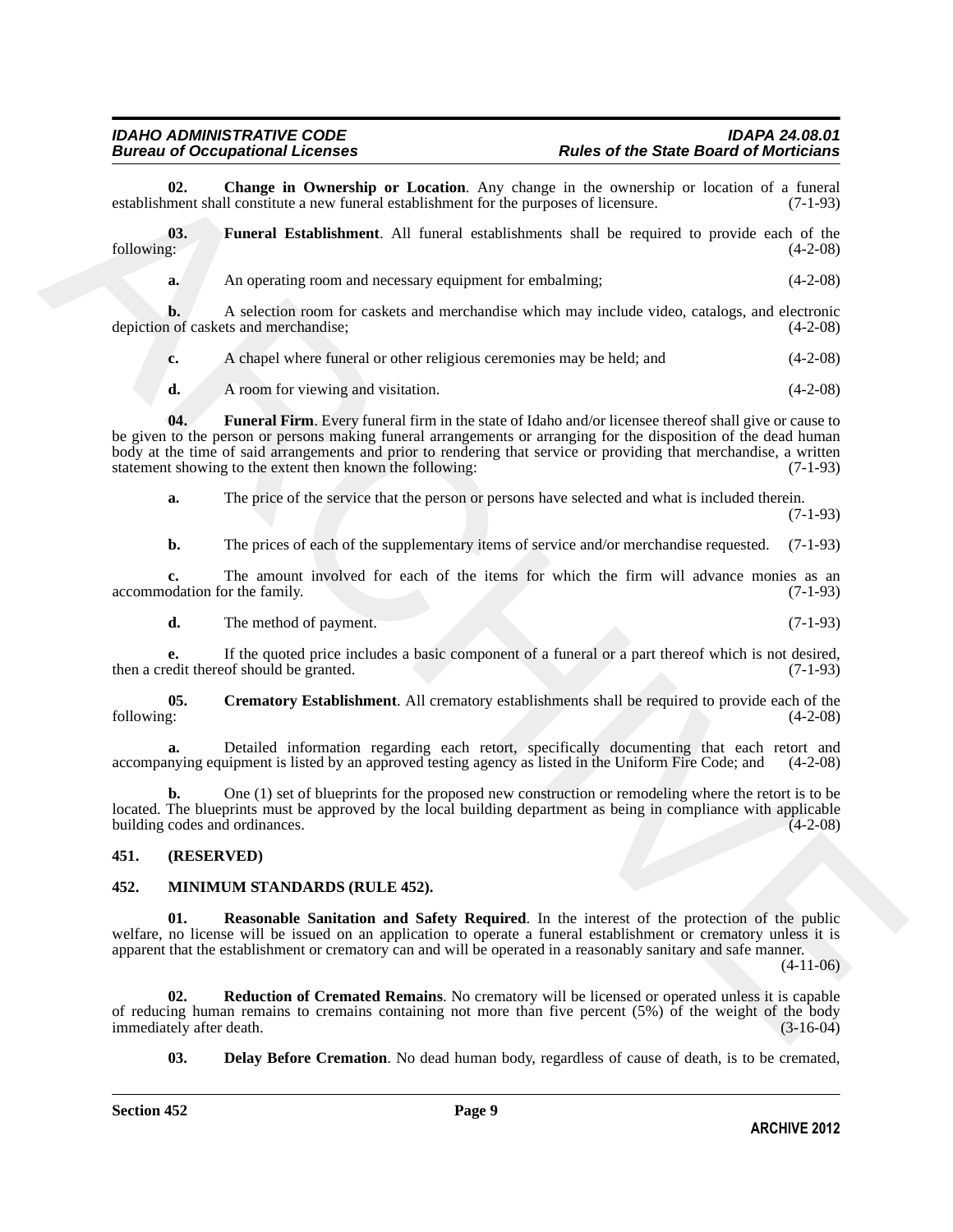**02. Change in Ownership or Location**. Any change in the ownership or location of a funeral establishment shall constitute a new funeral establishment for the purposes of licensure. (7-1-93)

**03. Funeral Establishment**. All funeral establishments shall be required to provide each of the following: (4-2-08)

**a.** An operating room and necessary equipment for embalming; (4-2-08)

**b.** A selection room for caskets and merchandise which may include video, catalogs, and electronic depiction of caskets and merchandise; (4-2-08)

**c.** A chapel where funeral or other religious ceremonies may be held; and (4-2-08)

**d.** A room for viewing and visitation. (4-2-08)

**04. Funeral Firm**. Every funeral firm in the state of Idaho and/or licensee thereof shall give or cause to be given to the person or persons making funeral arrangements or arranging for the disposition of the dead human body at the time of said arrangements and prior to rendering that service or providing that merchandise, a written statement showing to the extent then known the following: (7-1-93)

**a.** The price of the service that the person or persons have selected and what is included therein. (7-1-93)

**b.** The prices of each of the supplementary items of service and/or merchandise requested. (7-1-93)

**c.** The amount involved for each of the items for which the firm will advance monies as an accommodation for the family. (7-1-93)

**d.** The method of payment. (7-1-93)

**e.** If the quoted price includes a basic component of a funeral or a part thereof which is not desired, then a credit thereof should be granted. (7-1-93)

**05. Crematory Establishment**. All crematory establishments shall be required to provide each of the following: (4-2-08)

**a.** Detailed information regarding each retort, specifically documenting that each retort and accompanying equipment is listed by an approved testing agency as listed in the Uniform Fire Code; and (4-2-08)

**b.** One (1) set of blueprints for the proposed new construction or remodeling where the retort is to be located. The blueprints must be approved by the local building department as being in compliance with applicable building codes and ordinances. (4-2-08)

## 451. (RESERVED)

## 452. MINIMUM STANDARDS (RULE 452).

**01. Reasonable Sanitation and Safety Required**. In the interest of the protection of the public welfare, no license will be issued on an application to operate a funeral establishment or crematory unless it is apparent that the establishment or crematory can and will be operated in a reasonably sanitary and safe manner. (4-11-06)

**02. Reduction of Cremated Remains**. No crematory will be licensed or operated unless it is capable of reducing human remains to cremains containing not more than five percent (5%) of the weight of the body immediately after death. (3-16-04)

**03. Delay Before Cremation**. No dead human body, regardless of cause of death, is to be cremated,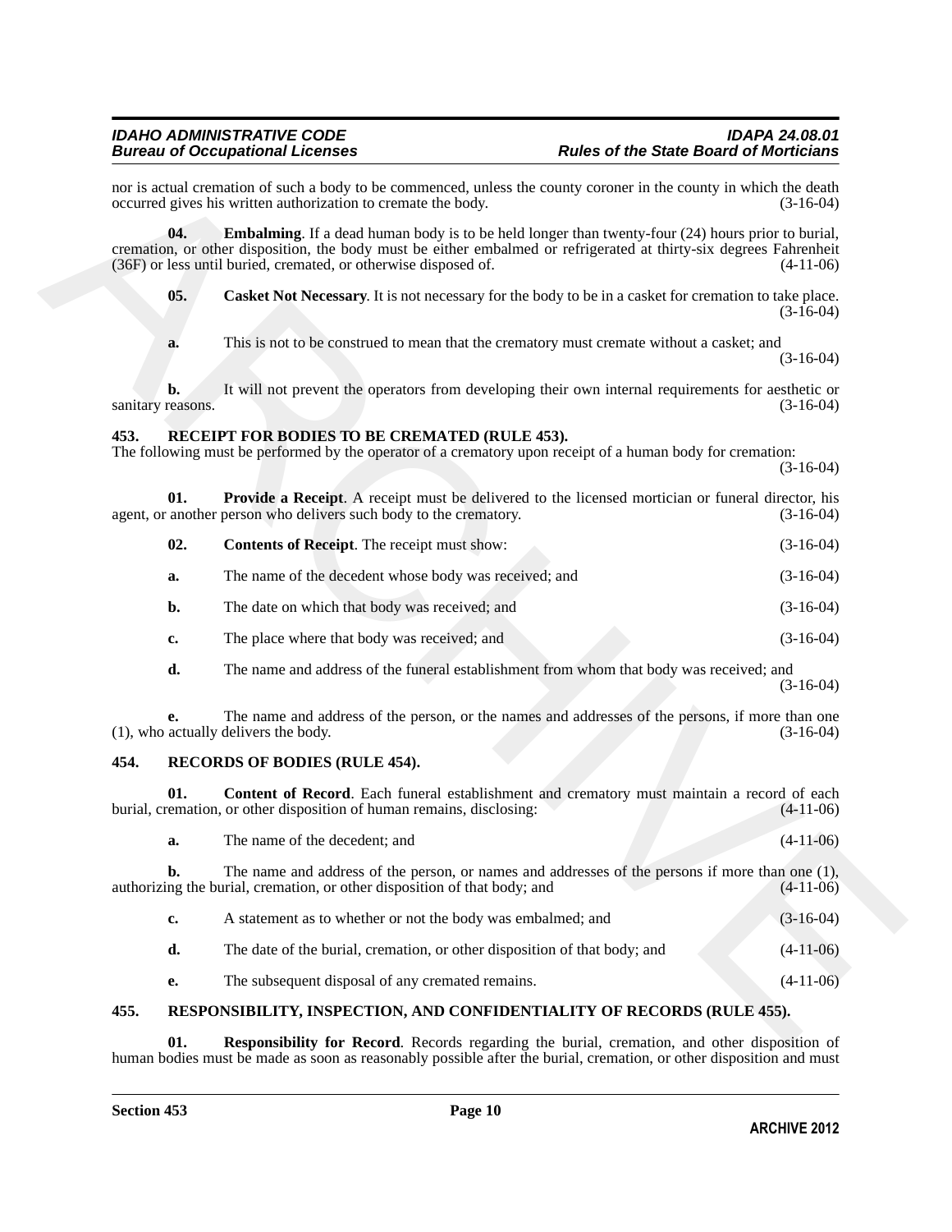nor is actual cremation of such a body to be commenced, unless the county coroner in the county in which the death occurred gives his written authorization to cremate the body. (3-16-04)

**04. Embalming**. If a dead human body is to be held longer than twenty-four (24) hours prior to burial, cremation, or other disposition, the body must be either embalmed or refrigerated at thirty-six degrees Fahrenheit (36F) or less until buried, cremated, or otherwise disposed of. (4-11-06)

**05. Casket Not Necessary**. It is not necessary for the body to be in a casket for cremation to take place. (3-16-04)

**a.** This is not to be construed to mean that the crematory must cremate without a casket; and (3-16-04)

**b.** It will not prevent the operators from developing their own internal requirements for aesthetic or sanitary reasons. (3-16-04)

## 453. RECEIPT FOR BODIES TO BE CREMATED (RULE 453).

The following must be performed by the operator of a crematory upon receipt of a human body for cremation: (3-16-04)

**01. Provide a Receipt**. A receipt must be delivered to the licensed mortician or funeral director, his agent, or another person who delivers such body to the crematory. (3-16-04)

**02. Contents of Receipt**. The receipt must show: (3-16-04)

**a.** The name of the decedent whose body was received; and (3-16-04)

**b.** The date on which that body was received; and (3-16-04)

**c.** The place where that body was received; and (3-16-04)

**d.** The name and address of the funeral establishment from whom that body was received; and (3-16-04)

**e.** The name and address of the person, or the names and addresses of the persons, if more than one (1), who actually delivers the body. (3-16-04)

## 454. RECORDS OF BODIES (RULE 454).

**01. Content of Record**. Each funeral establishment and crematory must maintain a record of each burial, cremation, or other disposition of human remains, disclosing: (4-11-06)

**a.** The name of the decedent; and (4-11-06)

**b.** The name and address of the person, or names and addresses of the persons if more than one (1), authorizing the burial, cremation, or other disposition of that body; and (4-11-06)

**c.** A statement as to whether or not the body was embalmed; and (3-16-04)

**d.** The date of the burial, cremation, or other disposition of that body; and (4-11-06)

**e.** The subsequent disposal of any cremated remains. (4-11-06)

## 455. RESPONSIBILITY, INSPECTION, AND CONFIDENTIALITY OF RECORDS (RULE 455).

**01. Responsibility for Record**. Records regarding the burial, cremation, and other disposition of human bodies must be made as soon as reasonably possible after the burial, cremation, or other disposition and must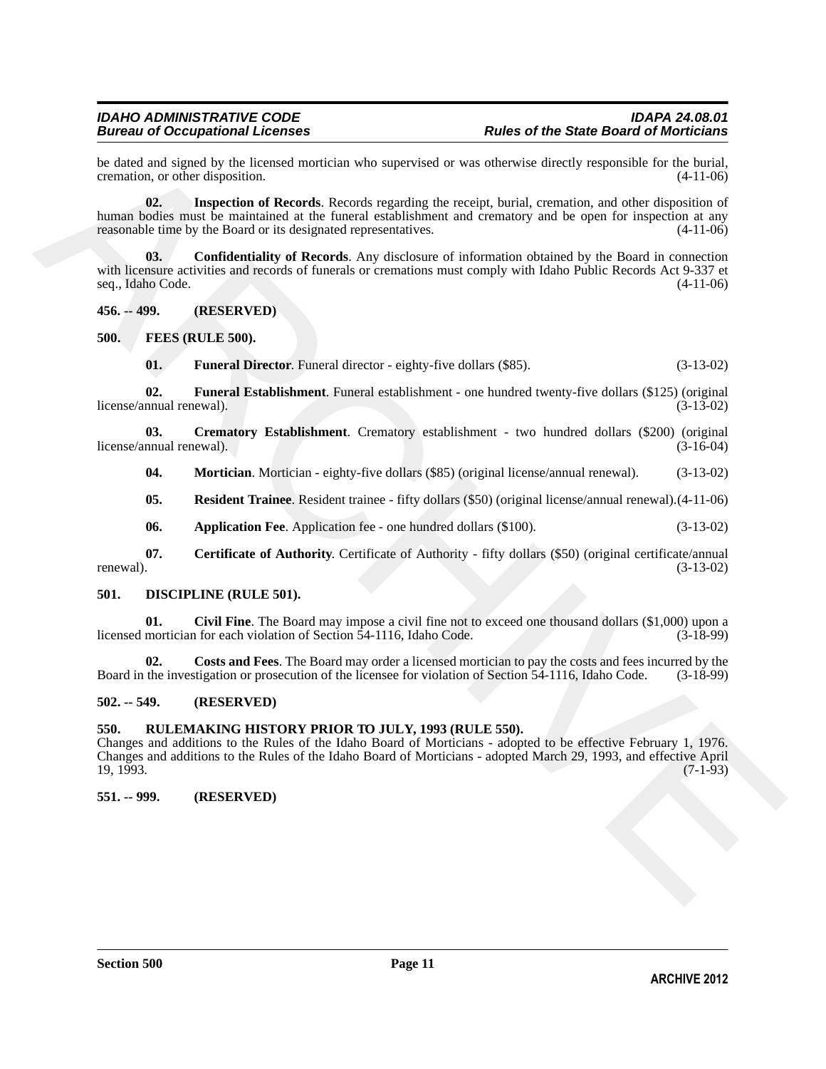be dated and signed by the licensed mortician who supervised or was otherwise directly responsible for the burial, cremation, or other disposition. (4-11-06)

**02. Inspection of Records**. Records regarding the receipt, burial, cremation, and other disposition of human bodies must be maintained at the funeral establishment and crematory and be open for inspection at any reasonable time by the Board or its designated representatives. (4-11-06)

**03. Confidentiality of Records**. Any disclosure of information obtained by the Board in connection with licensure activities and records of funerals or cremations must comply with Idaho Public Records Act 9-337 et seq., Idaho Code. (4-11-06)

**456. -- 499. (RESERVED)**

**500. FEES (RULE 500).**

**01. Funeral Director**. Funeral director - eighty-five dollars ($85). (3-13-02)

**02. Funeral Establishment**. Funeral establishment - one hundred twenty-five dollars ($125) (original license/annual renewal). (3-13-02)

**03. Crematory Establishment**. Crematory establishment - two hundred dollars ($200) (original license/annual renewal). (3-16-04)

**04. Mortician**. Mortician - eighty-five dollars ($85) (original license/annual renewal). (3-13-02)

**05. Resident Trainee**. Resident trainee - fifty dollars ($50) (original license/annual renewal). (4-11-06)

**06. Application Fee**. Application fee - one hundred dollars ($100). (3-13-02)

**07. Certificate of Authority**. Certificate of Authority - fifty dollars ($50) (original certificate/annual renewal). (3-13-02)

**501. DISCIPLINE (RULE 501).**

**01. Civil Fine**. The Board may impose a civil fine not to exceed one thousand dollars ($1,000) upon a licensed mortician for each violation of Section 54-1116, Idaho Code. (3-18-99)

**02. Costs and Fees**. The Board may order a licensed mortician to pay the costs and fees incurred by the Board in the investigation or prosecution of the licensee for violation of Section 54-1116, Idaho Code. (3-18-99)

**502. -- 549. (RESERVED)**

**550. RULEMAKING HISTORY PRIOR TO JULY, 1993 (RULE 550).**

Changes and additions to the Rules of the Idaho Board of Morticians - adopted to be effective February 1, 1976. Changes and additions to the Rules of the Idaho Board of Morticians - adopted March 29, 1993, and effective April 19, 1993. (7-1-93)

**551. -- 999. (RESERVED)**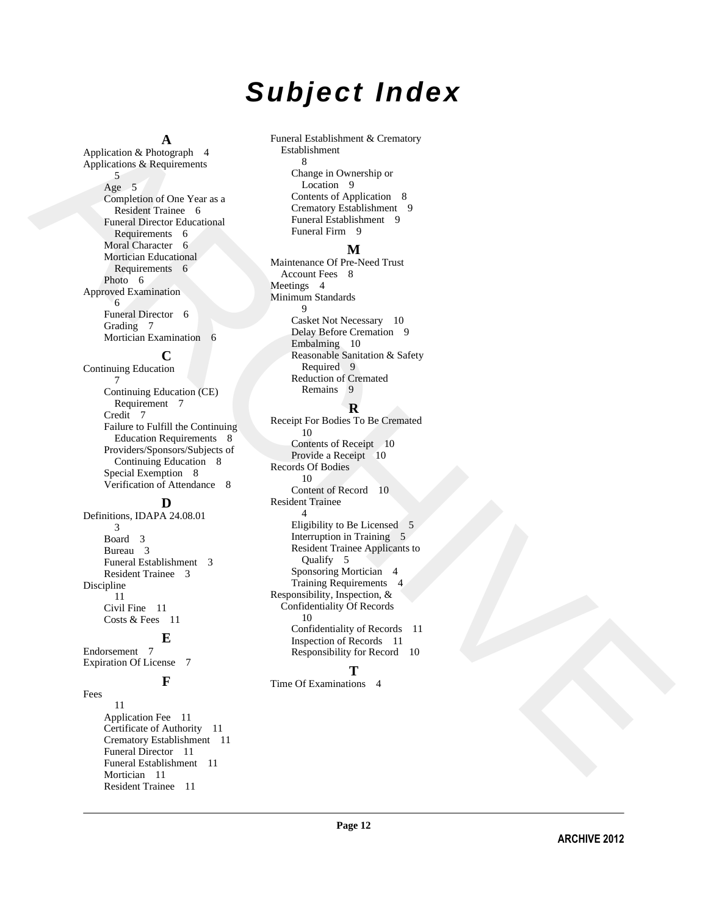# *Subject Index*

**A**

Application & Photograph 4
Applications & Requirements 5
- Age 5
- Completion of One Year as a Resident Trainee 6
- Funeral Director Educational Requirements 6
- Moral Character 6
- Mortician Educational Requirements 6
- Photo 6

Approved Examination 6
- Funeral Director 6
- Grading 7
- Mortician Examination 6

**C**

Continuing Education 7
- Continuing Education (CE) Requirement 7
- Credit 7
- Failure to Fulfill the Continuing Education Requirements 8
- Providers/Sponsors/Subjects of Continuing Education 8
- Special Exemption 8
- Verification of Attendance 8

**D**

Definitions, IDAPA 24.08.01 3
- Board 3
- Bureau 3
- Funeral Establishment 3
- Resident Trainee 3

Discipline 11
- Civil Fine 11
- Costs & Fees 11

**E**

Endorsement 7
Expiration Of License 7

**F**

Fees 11
- Application Fee 11
- Certificate of Authority 11
- Crematory Establishment 11
- Funeral Director 11
- Funeral Establishment 11
- Mortician 11
- Resident Trainee 11

Funeral Establishment & Crematory Establishment 8
- Change in Ownership or Location 9
- Contents of Application 8
- Crematory Establishment 9
- Funeral Establishment 9
- Funeral Firm 9

**M**

Maintenance Of Pre-Need Trust Account Fees 8
Meetings 4
Minimum Standards 9
- Casket Not Necessary 10
- Delay Before Cremation 9
- Embalming 10
- Reasonable Sanitation & Safety Required 9
- Reduction of Cremated Remains 9

**R**

Receipt For Bodies To Be Cremated 10
- Contents of Receipt 10
- Provide a Receipt 10

Records Of Bodies 10
- Content of Record 10

Resident Trainee 4
- Eligibility to Be Licensed 5
- Interruption in Training 5
- Resident Trainee Applicants to Qualify 5
- Sponsoring Mortician 4
- Training Requirements 4

Responsibility, Inspection, & Confidentiality Of Records 10
- Confidentiality of Records 11
- Inspection of Records 11
- Responsibility for Record 10

**T**

Time Of Examinations 4